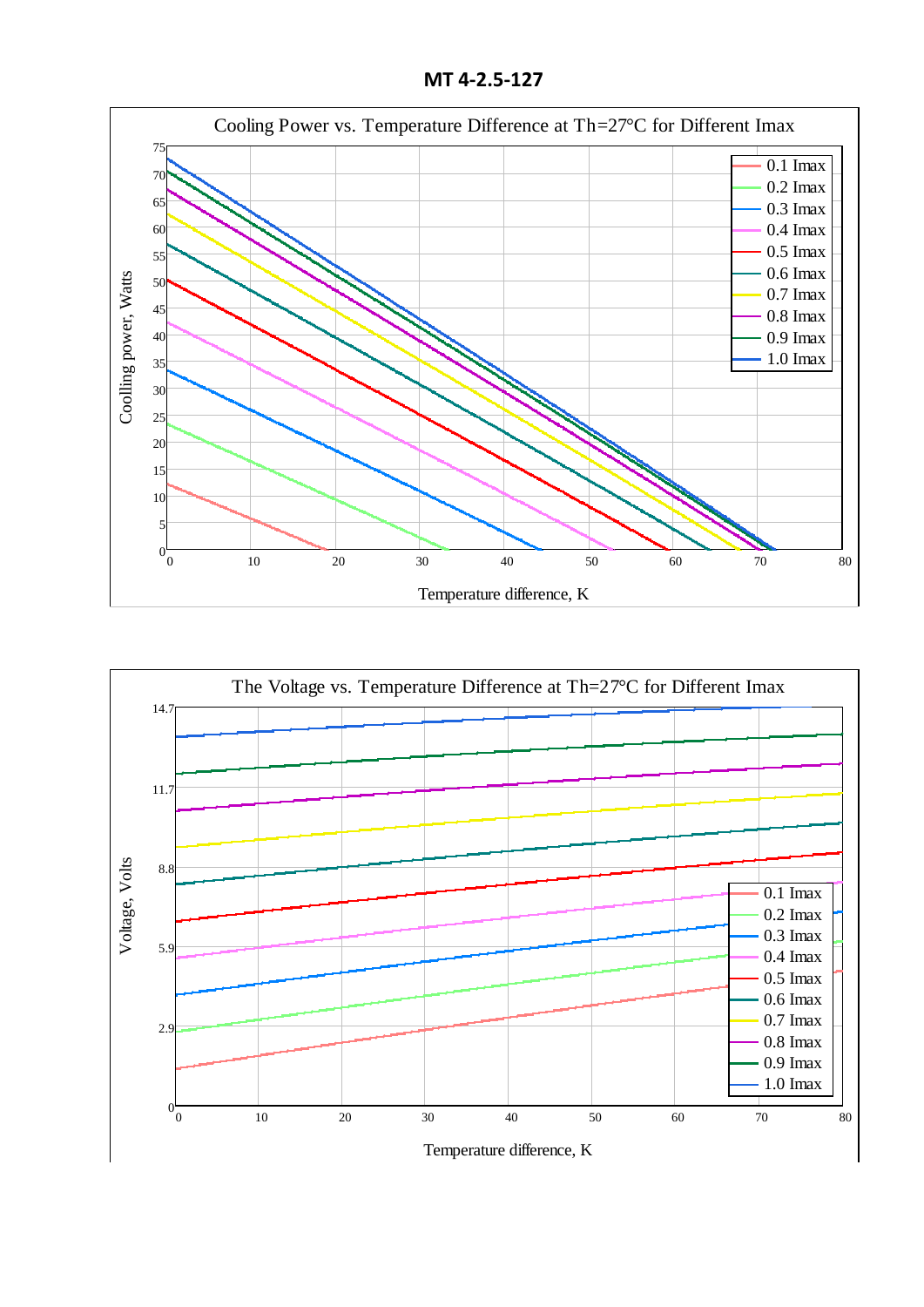# MT 4-2.5-127

Cooling Power vs. Temperature Difference at Th=27°C for Different Imax

Coolling power, Watts

Temperature difference, K

0.1 Imax
0.2 Imax
0.3 Imax
0.4 Imax
0.5 Imax
0.6 Imax
0.7 Imax
0.8 Imax
0.9 Imax
1.0 Imax

The Voltage vs. Temperature Difference at Th=27°C for Different Imax

Voltage, Volts

Temperature difference, K

0.1 Imax
0.2 Imax
0.3 Imax
0.4 Imax
0.5 Imax
0.6 Imax
0.7 Imax
0.8 Imax
0.9 Imax
1.0 Imax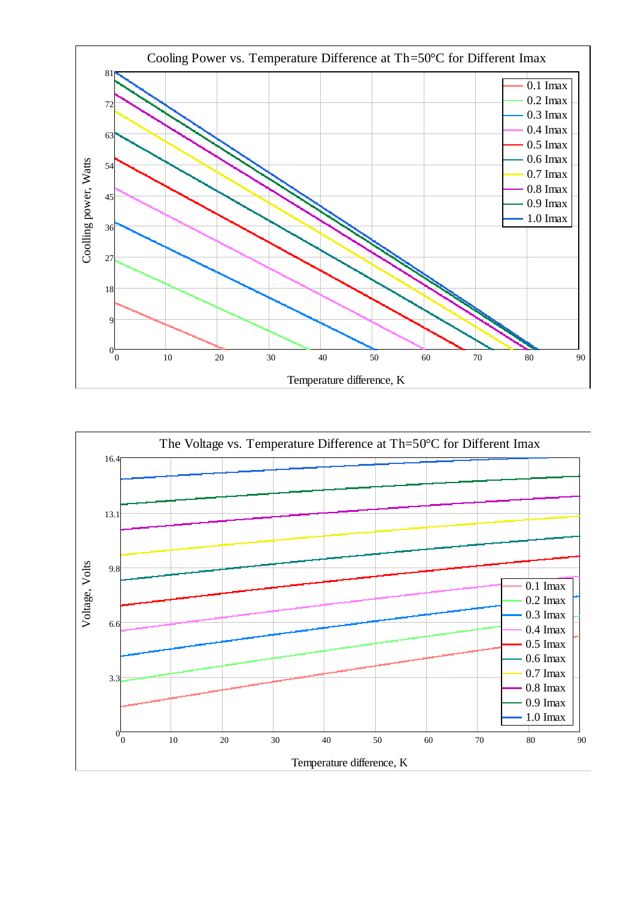Cooling Power vs. Temperature Difference at Th=50°C for Different Imax

Coolling power, Watts

81
72
63
54
45
36
27
18
9
0

0 10 20 30 40 50 60 70 80 90

Temperature difference, K

0.1 Imax
0.2 Imax
0.3 Imax
0.4 Imax
0.5 Imax
0.6 Imax
0.7 Imax
0.8 Imax
0.9 Imax
1.0 Imax

The Voltage vs. Temperature Difference at Th=50°C for Different Imax

Voltage, Volts

16.4
13.1
9.8
6.6
3.3
0

0 10 20 30 40 50 60 70 80 90

Temperature difference, K

0.1 Imax
0.2 Imax
0.3 Imax
0.4 Imax
0.5 Imax
0.6 Imax
0.7 Imax
0.8 Imax
0.9 Imax
1.0 Imax